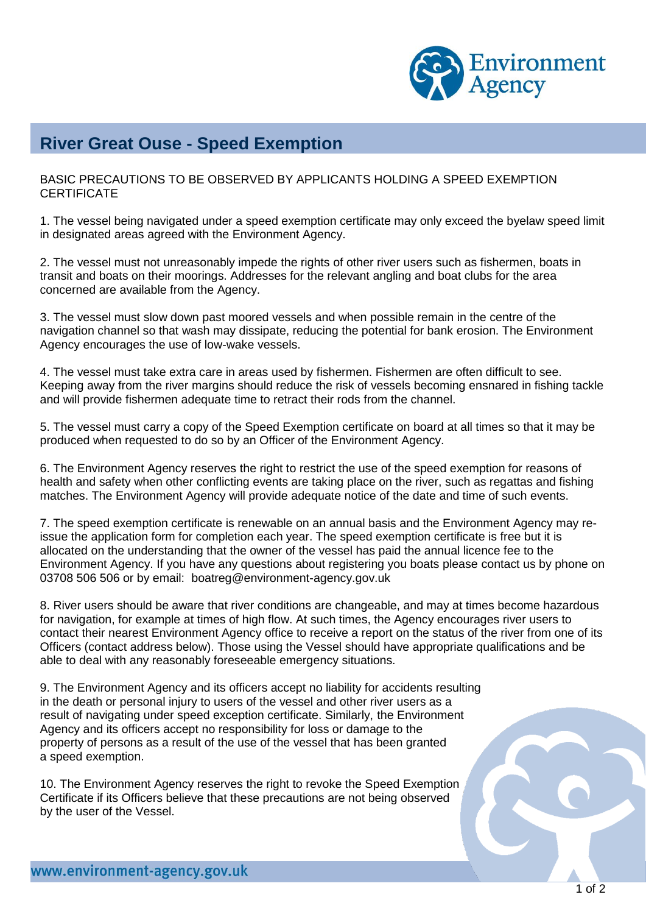# River Great Ouse - Speed Exemption

BASIC PRECAUTIONS TO BE OBSERVED BY APPLICANTS HOLDING A SPEED EXEMPTION CERTIFICATE

1. The vessel being navigated under a speed exemption certificate may only exceed the byelaw speed limit in designated areas agreed with the Environment Agency.

2. The vessel must not unreasonably impede the rights of other river users such as fishermen, boats in transit and boats on their moorings. Addresses for the relevant angling and boat clubs for the area concerned are available from the Agency.

3. The vessel must slow down past moored vessels and when possible remain in the centre of the navigation channel so that wash may dissipate, reducing the potential for bank erosion. The Environment Agency encourages the use of low-wake vessels.

4. The vessel must take extra care in areas used by fishermen. Fishermen are often difficult to see. Keeping away from the river margins should reduce the risk of vessels becoming ensnared in fishing tackle and will provide fishermen adequate time to retract their rods from the channel.

5. The vessel must carry a copy of the Speed Exemption certificate on board at all times so that it may be produced when requested to do so by an Officer of the Environment Agency.

6. The Environment Agency reserves the right to restrict the use of the speed exemption for reasons of health and safety when other conflicting events are taking place on the river, such as regattas and fishing matches. The Environment Agency will provide adequate notice of the date and time of such events.

7. The speed exemption certificate is renewable on an annual basis and the Environment Agency may re-issue the application form for completion each year. The speed exemption certificate is free but it is allocated on the understanding that the owner of the vessel has paid the annual licence fee to the Environment Agency. If you have any questions about registering you boats please contact us by phone on 03708 506 506 or by email: boatreg@environment-agency.gov.uk

8. River users should be aware that river conditions are changeable, and may at times become hazardous for navigation, for example at times of high flow. At such times, the Agency encourages river users to contact their nearest Environment Agency office to receive a report on the status of the river from one of its Officers (contact address below). Those using the Vessel should have appropriate qualifications and be able to deal with any reasonably foreseeable emergency situations.

9. The Environment Agency and its officers accept no liability for accidents resulting in the death or personal injury to users of the vessel and other river users as a result of navigating under speed exception certificate. Similarly, the Environment Agency and its officers accept no responsibility for loss or damage to the property of persons as a result of the use of the vessel that has been granted a speed exemption.

10. The Environment Agency reserves the right to revoke the Speed Exemption Certificate if its Officers believe that these precautions are not being observed by the user of the Vessel.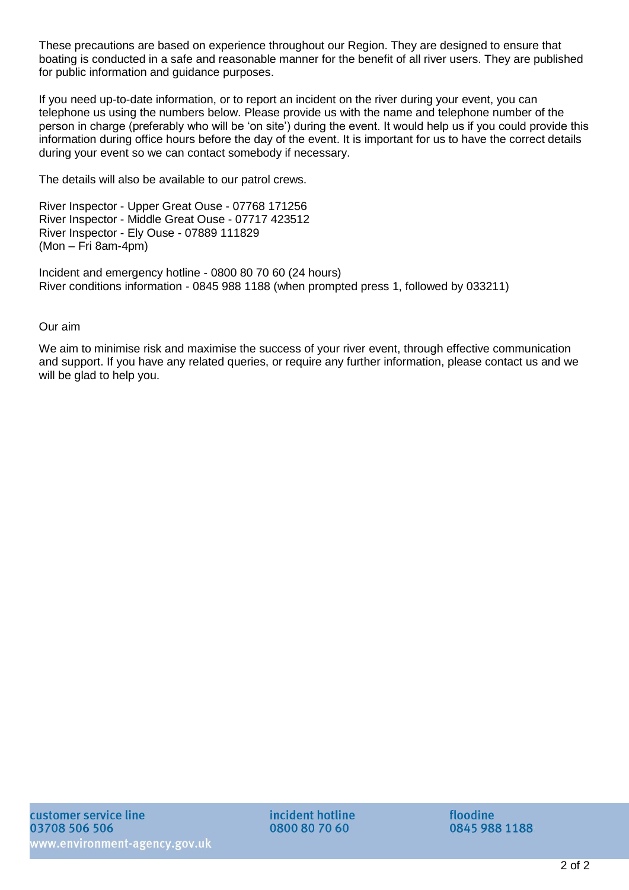These precautions are based on experience throughout our Region. They are designed to ensure that boating is conducted in a safe and reasonable manner for the benefit of all river users. They are published for public information and guidance purposes.

If you need up-to-date information, or to report an incident on the river during your event, you can telephone us using the numbers below. Please provide us with the name and telephone number of the person in charge (preferably who will be 'on site') during the event. It would help us if you could provide this information during office hours before the day of the event. It is important for us to have the correct details during your event so we can contact somebody if necessary.

The details will also be available to our patrol crews.

River Inspector - Upper Great Ouse - 07768 171256
River Inspector - Middle Great Ouse - 07717 423512
River Inspector - Ely Ouse - 07889 111829
(Mon – Fri 8am-4pm)

Incident and emergency hotline - 0800 80 70 60 (24 hours)
River conditions information - 0845 988 1188 (when prompted press 1, followed by 033211)

Our aim

We aim to minimise risk and maximise the success of your river event, through effective communication and support. If you have any related queries, or require any further information, please contact us and we will be glad to help you.

customer service line
03708 506 506
www.environment-agency.gov.uk

incident hotline
0800 80 70 60

floodine
0845 988 1188